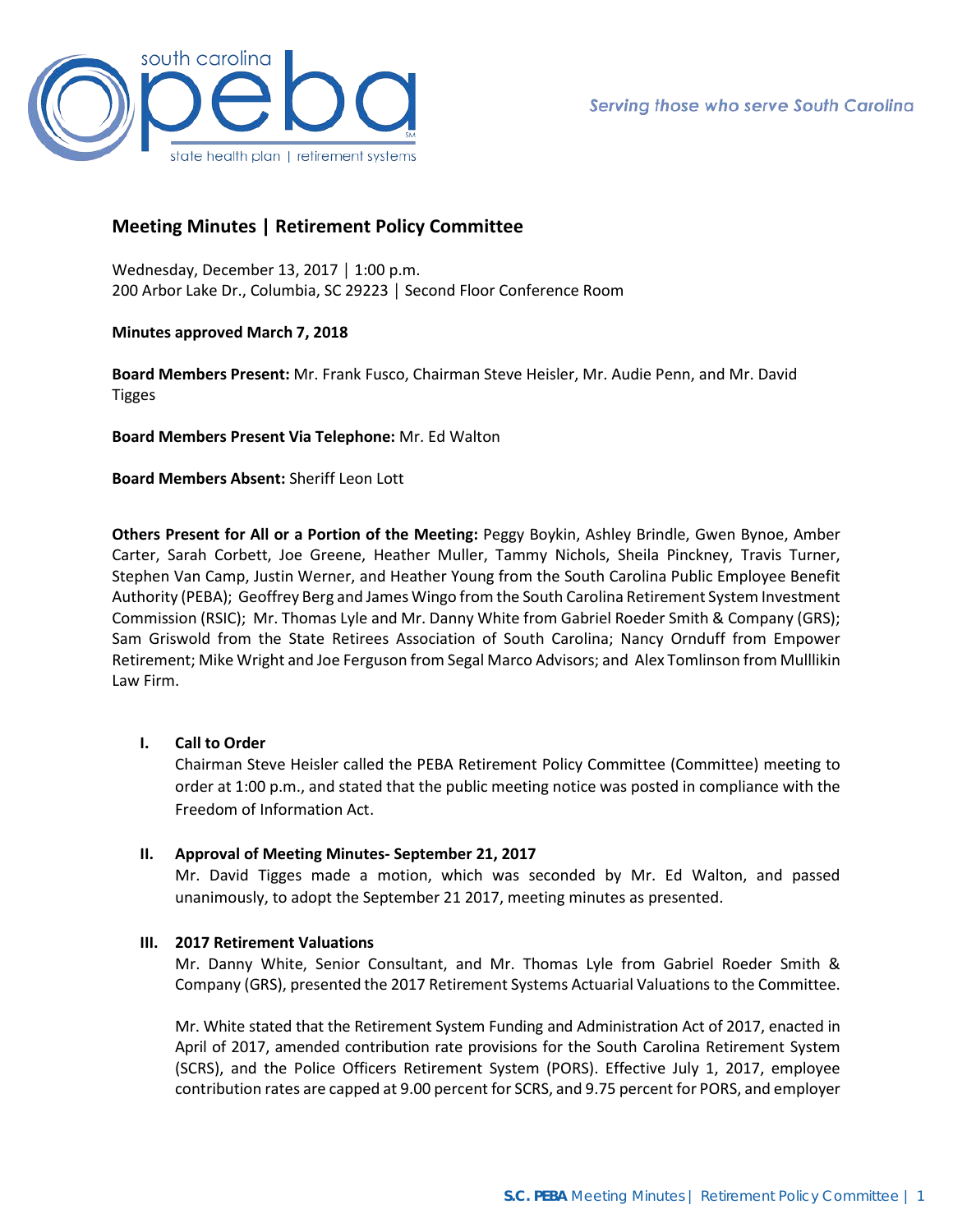# Meeting Minutes | Retirement Policy Committee

Wednesday, December 13, 2017 | 1:00 p.m.
200 Arbor Lake Dr., Columbia, SC 29223 | Second Floor Conference Room

**Minutes approved March 7, 2018**

**Board Members Present:** Mr. Frank Fusco, Chairman Steve Heisler, Mr. Audie Penn, and Mr. David Tigges

**Board Members Present Via Telephone:** Mr. Ed Walton

**Board Members Absent:** Sheriff Leon Lott

**Others Present for All or a Portion of the Meeting:** Peggy Boykin, Ashley Brindle, Gwen Bynoe, Amber Carter, Sarah Corbett, Joe Greene, Heather Muller, Tammy Nichols, Sheila Pinckney, Travis Turner, Stephen Van Camp, Justin Werner, and Heather Young from the South Carolina Public Employee Benefit Authority (PEBA); Geoffrey Berg and James Wingo from the South Carolina Retirement System Investment Commission (RSIC); Mr. Thomas Lyle and Mr. Danny White from Gabriel Roeder Smith & Company (GRS); Sam Griswold from the State Retirees Association of South Carolina; Nancy Ornduff from Empower Retirement; Mike Wright and Joe Ferguson from Segal Marco Advisors; and Alex Tomlinson from Mulllikin Law Firm.

## I. Call to Order

Chairman Steve Heisler called the PEBA Retirement Policy Committee (Committee) meeting to order at 1:00 p.m., and stated that the public meeting notice was posted in compliance with the Freedom of Information Act.

## II. Approval of Meeting Minutes- September 21, 2017

Mr. David Tigges made a motion, which was seconded by Mr. Ed Walton, and passed unanimously, to adopt the September 21 2017, meeting minutes as presented.

## III. 2017 Retirement Valuations

Mr. Danny White, Senior Consultant, and Mr. Thomas Lyle from Gabriel Roeder Smith & Company (GRS), presented the 2017 Retirement Systems Actuarial Valuations to the Committee.

Mr. White stated that the Retirement System Funding and Administration Act of 2017, enacted in April of 2017, amended contribution rate provisions for the South Carolina Retirement System (SCRS), and the Police Officers Retirement System (PORS). Effective July 1, 2017, employee contribution rates are capped at 9.00 percent for SCRS, and 9.75 percent for PORS, and employer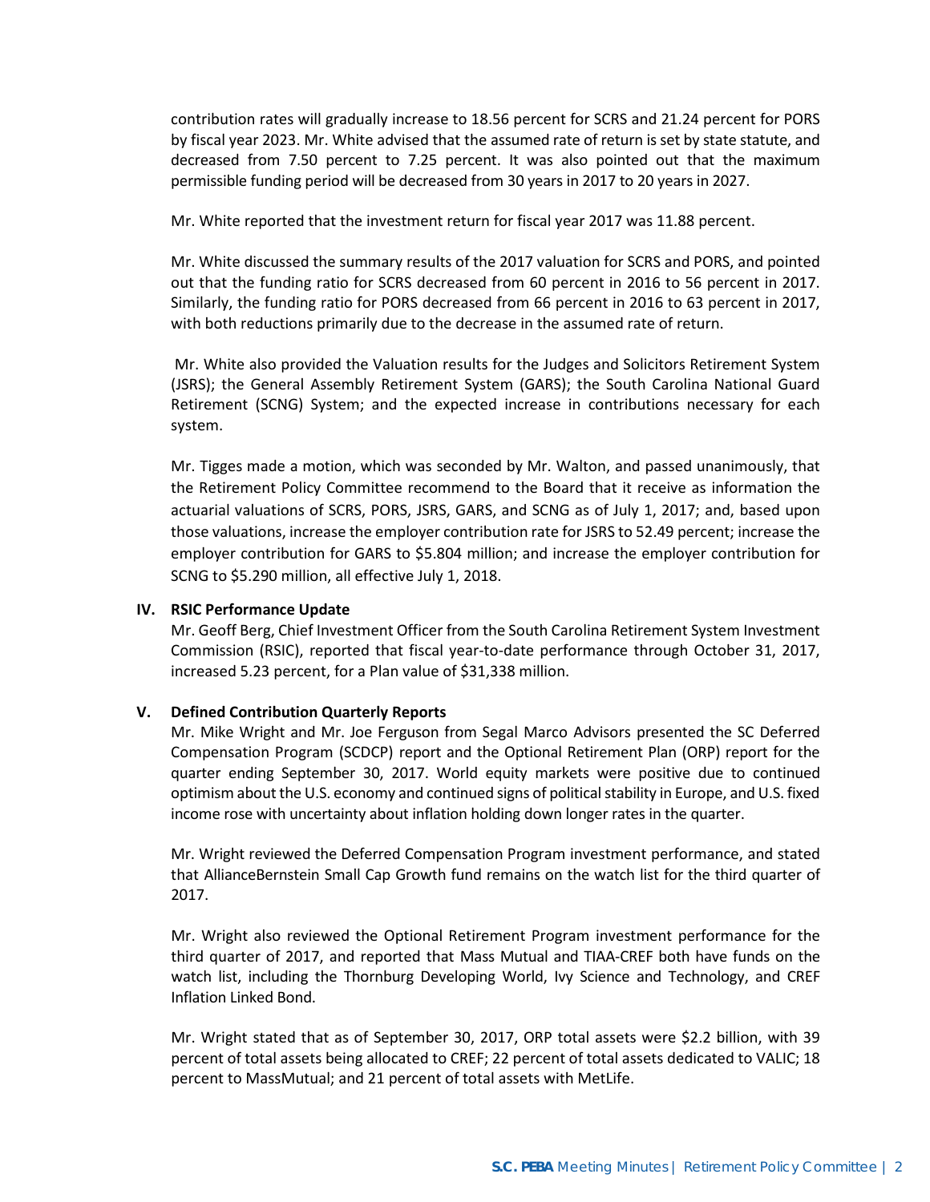contribution rates will gradually increase to 18.56 percent for SCRS and 21.24 percent for PORS by fiscal year 2023. Mr. White advised that the assumed rate of return is set by state statute, and decreased from 7.50 percent to 7.25 percent. It was also pointed out that the maximum permissible funding period will be decreased from 30 years in 2017 to 20 years in 2027.

Mr. White reported that the investment return for fiscal year 2017 was 11.88 percent.

Mr. White discussed the summary results of the 2017 valuation for SCRS and PORS, and pointed out that the funding ratio for SCRS decreased from 60 percent in 2016 to 56 percent in 2017. Similarly, the funding ratio for PORS decreased from 66 percent in 2016 to 63 percent in 2017, with both reductions primarily due to the decrease in the assumed rate of return.

Mr. White also provided the Valuation results for the Judges and Solicitors Retirement System (JSRS); the General Assembly Retirement System (GARS); the South Carolina National Guard Retirement (SCNG) System; and the expected increase in contributions necessary for each system.

Mr. Tigges made a motion, which was seconded by Mr. Walton, and passed unanimously, that the Retirement Policy Committee recommend to the Board that it receive as information the actuarial valuations of SCRS, PORS, JSRS, GARS, and SCNG as of July 1, 2017; and, based upon those valuations, increase the employer contribution rate for JSRS to 52.49 percent; increase the employer contribution for GARS to $5.804 million; and increase the employer contribution for SCNG to $5.290 million, all effective July 1, 2018.

## IV. RSIC Performance Update

Mr. Geoff Berg, Chief Investment Officer from the South Carolina Retirement System Investment Commission (RSIC), reported that fiscal year-to-date performance through October 31, 2017, increased 5.23 percent, for a Plan value of $31,338 million.

## V. Defined Contribution Quarterly Reports

Mr. Mike Wright and Mr. Joe Ferguson from Segal Marco Advisors presented the SC Deferred Compensation Program (SCDCP) report and the Optional Retirement Plan (ORP) report for the quarter ending September 30, 2017. World equity markets were positive due to continued optimism about the U.S. economy and continued signs of political stability in Europe, and U.S. fixed income rose with uncertainty about inflation holding down longer rates in the quarter.

Mr. Wright reviewed the Deferred Compensation Program investment performance, and stated that AllianceBernstein Small Cap Growth fund remains on the watch list for the third quarter of 2017.

Mr. Wright also reviewed the Optional Retirement Program investment performance for the third quarter of 2017, and reported that Mass Mutual and TIAA-CREF both have funds on the watch list, including the Thornburg Developing World, Ivy Science and Technology, and CREF Inflation Linked Bond.

Mr. Wright stated that as of September 30, 2017, ORP total assets were $2.2 billion, with 39 percent of total assets being allocated to CREF; 22 percent of total assets dedicated to VALIC; 18 percent to MassMutual; and 21 percent of total assets with MetLife.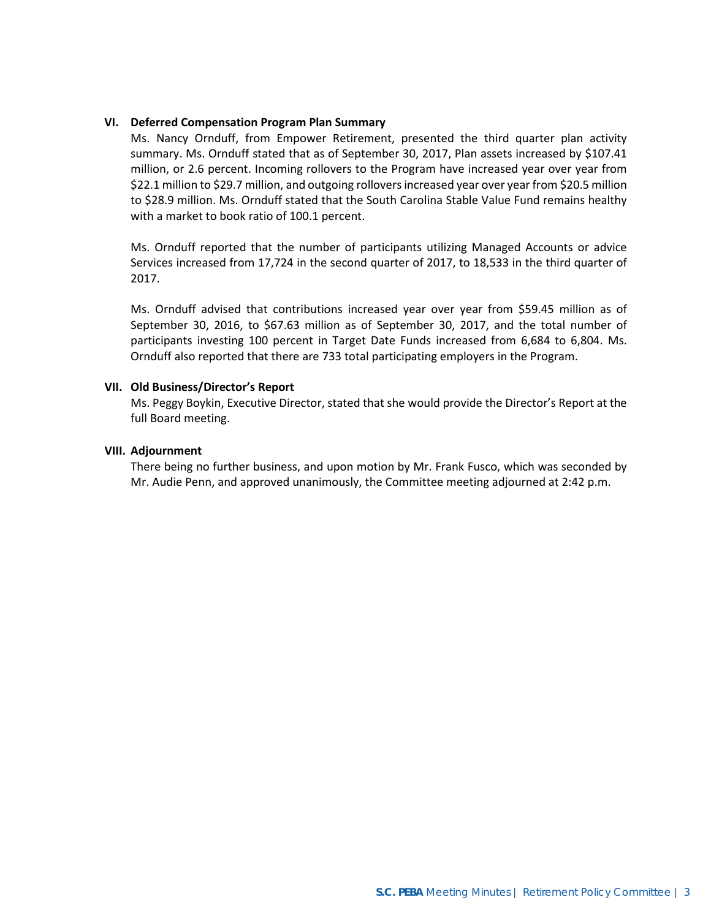### VI. Deferred Compensation Program Plan Summary

Ms. Nancy Ornduff, from Empower Retirement, presented the third quarter plan activity summary. Ms. Ornduff stated that as of September 30, 2017, Plan assets increased by $107.41 million, or 2.6 percent. Incoming rollovers to the Program have increased year over year from $22.1 million to $29.7 million, and outgoing rollovers increased year over year from $20.5 million to $28.9 million. Ms. Ornduff stated that the South Carolina Stable Value Fund remains healthy with a market to book ratio of 100.1 percent.

Ms. Ornduff reported that the number of participants utilizing Managed Accounts or advice Services increased from 17,724 in the second quarter of 2017, to 18,533 in the third quarter of 2017.

Ms. Ornduff advised that contributions increased year over year from $59.45 million as of September 30, 2016, to $67.63 million as of September 30, 2017, and the total number of participants investing 100 percent in Target Date Funds increased from 6,684 to 6,804. Ms. Ornduff also reported that there are 733 total participating employers in the Program.

### VII. Old Business/Director's Report

Ms. Peggy Boykin, Executive Director, stated that she would provide the Director's Report at the full Board meeting.

### VIII. Adjournment

There being no further business, and upon motion by Mr. Frank Fusco, which was seconded by Mr. Audie Penn, and approved unanimously, the Committee meeting adjourned at 2:42 p.m.